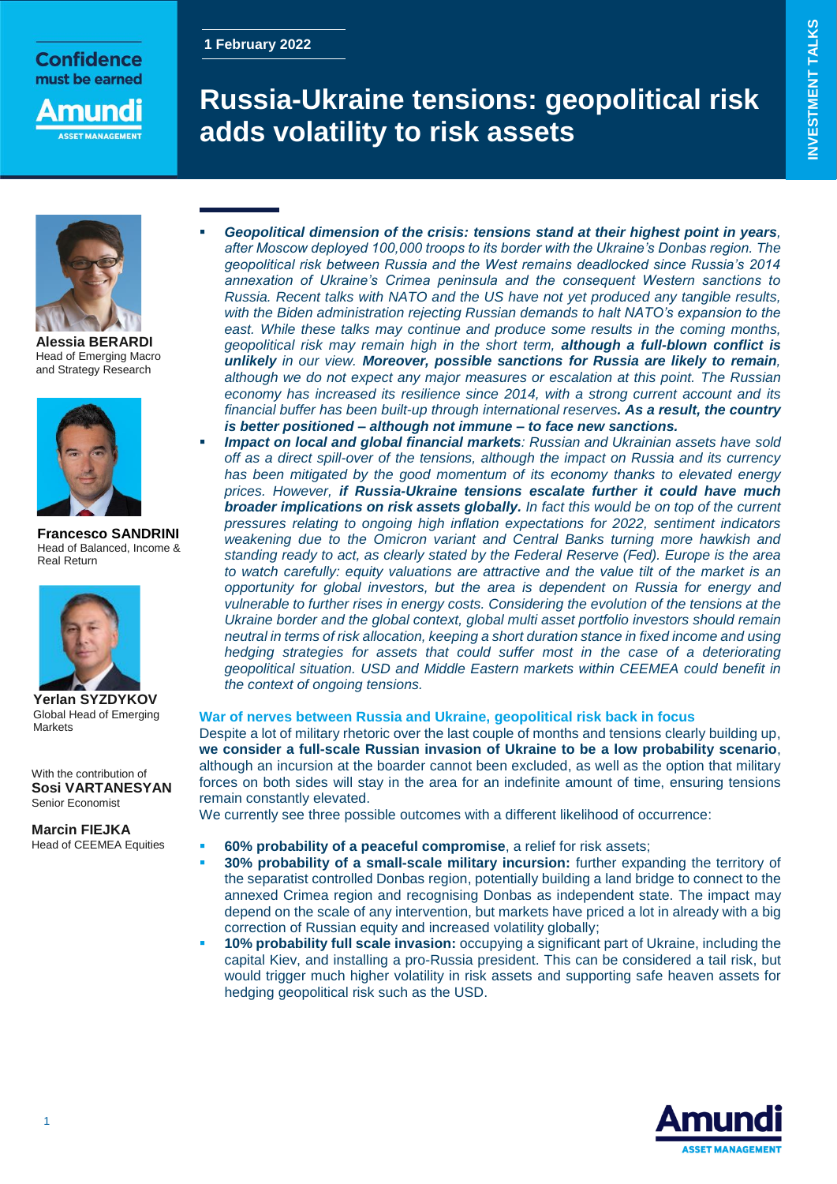Confidence must be earned

1 February 2022

# Russia-Ukraine tensions: geopolitical risk adds volatility to risk assets

INVESTMENT TALKS

**Alessia BERARDI**
Head of Emerging Macro and Strategy Research

**Francesco SANDRINI**
Head of Balanced, Income & Real Return

**Yerlan SYZDYKOV**
Global Head of Emerging Markets

With the contribution of
**Sosi VARTANESYAN**
Senior Economist

**Marcin FIEJKA**
Head of CEEMEA Equities

- ***Geopolitical dimension of the crisis: tensions stand at their highest point in years****, after Moscow deployed 100,000 troops to its border with the Ukraine's Donbas region. The geopolitical risk between Russia and the West remains deadlocked since Russia's 2014 annexation of Ukraine's Crimea peninsula and the consequent Western sanctions to Russia. Recent talks with NATO and the US have not yet produced any tangible results, with the Biden administration rejecting Russian demands to halt NATO's expansion to the east. While these talks may continue and produce some results in the coming months, geopolitical risk may remain high in the short term,* ***although a full-blown conflict is unlikely*** *in our view.* ***Moreover, possible sanctions for Russia are likely to remain****, although we do not expect any major measures or escalation at this point. The Russian economy has increased its resilience since 2014, with a strong current account and its financial buffer has been built-up through international reserves.* ***As a result, the country is better positioned – although not immune – to face new sanctions.***
- ***Impact on local and global financial markets****: Russian and Ukrainian assets have sold off as a direct spill-over of the tensions, although the impact on Russia and its currency has been mitigated by the good momentum of its economy thanks to elevated energy prices. However,* ***if Russia-Ukraine tensions escalate further it could have much broader implications on risk assets globally.*** *In fact this would be on top of the current pressures relating to ongoing high inflation expectations for 2022, sentiment indicators weakening due to the Omicron variant and Central Banks turning more hawkish and standing ready to act, as clearly stated by the Federal Reserve (Fed). Europe is the area to watch carefully: equity valuations are attractive and the value tilt of the market is an opportunity for global investors, but the area is dependent on Russia for energy and vulnerable to further rises in energy costs. Considering the evolution of the tensions at the Ukraine border and the global context, global multi asset portfolio investors should remain neutral in terms of risk allocation, keeping a short duration stance in fixed income and using hedging strategies for assets that could suffer most in the case of a deteriorating geopolitical situation. USD and Middle Eastern markets within CEEMEA could benefit in the context of ongoing tensions.*

### War of nerves between Russia and Ukraine, geopolitical risk back in focus

Despite a lot of military rhetoric over the last couple of months and tensions clearly building up, **we consider a full-scale Russian invasion of Ukraine to be a low probability scenario**, although an incursion at the boarder cannot been excluded, as well as the option that military forces on both sides will stay in the area for an indefinite amount of time, ensuring tensions remain constantly elevated.

We currently see three possible outcomes with a different likelihood of occurrence:

- **60% probability of a peaceful compromise**, a relief for risk assets;
- **30% probability of a small-scale military incursion:** further expanding the territory of the separatist controlled Donbas region, potentially building a land bridge to connect to the annexed Crimea region and recognising Donbas as independent state. The impact may depend on the scale of any intervention, but markets have priced a lot in already with a big correction of Russian equity and increased volatility globally;
- **10% probability full scale invasion:** occupying a significant part of Ukraine, including the capital Kiev, and installing a pro-Russia president. This can be considered a tail risk, but would trigger much higher volatility in risk assets and supporting safe heaven assets for hedging geopolitical risk such as the USD.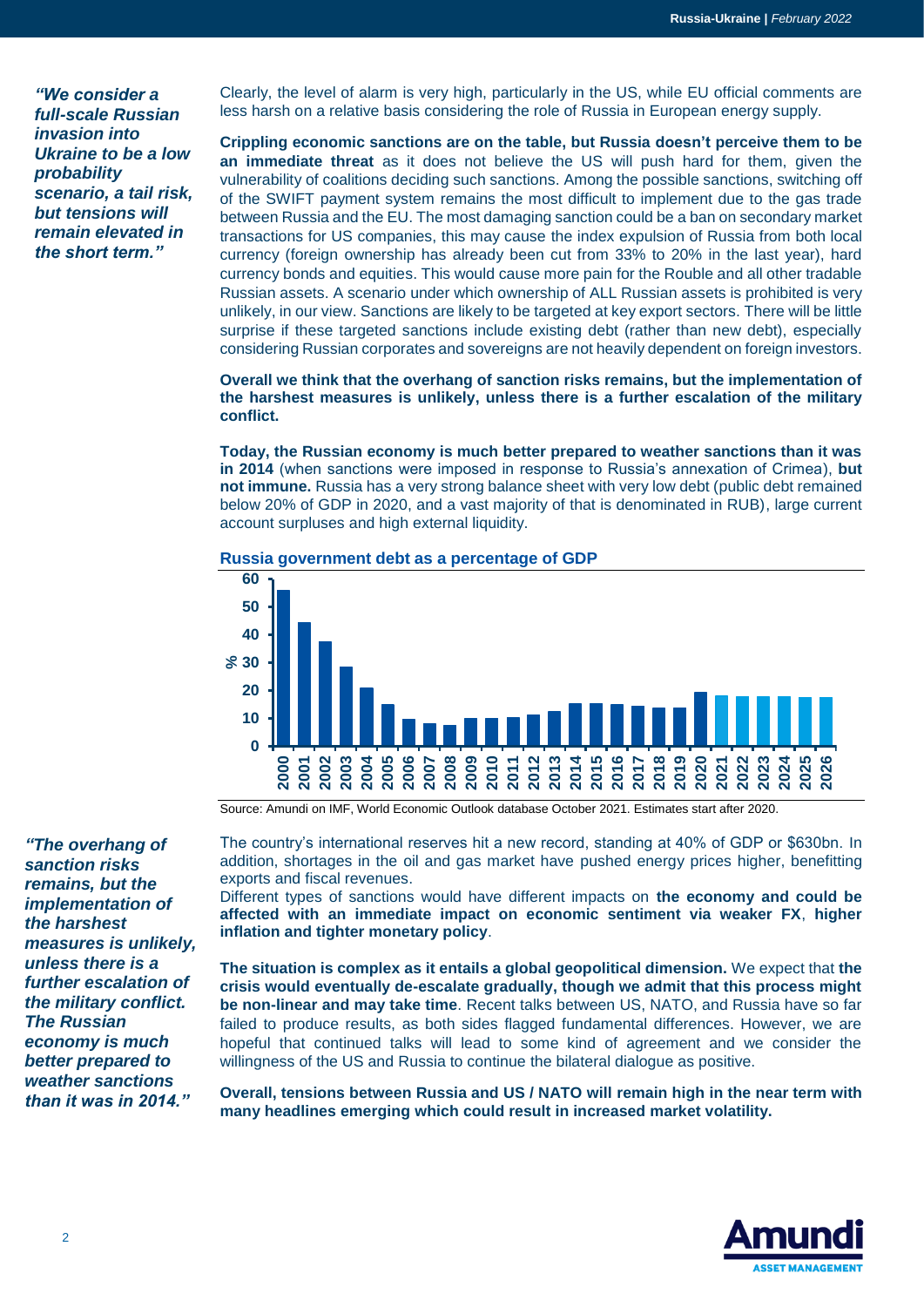*"We consider a full-scale Russian invasion into Ukraine to be a low probability scenario, a tail risk, but tensions will remain elevated in the short term."*

Clearly, the level of alarm is very high, particularly in the US, while EU official comments are less harsh on a relative basis considering the role of Russia in European energy supply.

**Crippling economic sanctions are on the table, but Russia doesn't perceive them to be an immediate threat** as it does not believe the US will push hard for them, given the vulnerability of coalitions deciding such sanctions. Among the possible sanctions, switching off of the SWIFT payment system remains the most difficult to implement due to the gas trade between Russia and the EU. The most damaging sanction could be a ban on secondary market transactions for US companies, this may cause the index expulsion of Russia from both local currency (foreign ownership has already been cut from 33% to 20% in the last year), hard currency bonds and equities. This would cause more pain for the Rouble and all other tradable Russian assets. A scenario under which ownership of ALL Russian assets is prohibited is very unlikely, in our view. Sanctions are likely to be targeted at key export sectors. There will be little surprise if these targeted sanctions include existing debt (rather than new debt), especially considering Russian corporates and sovereigns are not heavily dependent on foreign investors.

**Overall we think that the overhang of sanction risks remains, but the implementation of the harshest measures is unlikely, unless there is a further escalation of the military conflict.**

**Today, the Russian economy is much better prepared to weather sanctions than it was in 2014** (when sanctions were imposed in response to Russia's annexation of Crimea), **but not immune.** Russia has a very strong balance sheet with very low debt (public debt remained below 20% of GDP in 2020, and a vast majority of that is denominated in RUB), large current account surpluses and high external liquidity.

**Russia government debt as a percentage of GDP**

| Year | % |
|---|---|
| 2000 | 56 |
| 2001 | 44 |
| 2002 | 37 |
| 2003 | 28 |
| 2004 | 21 |
| 2005 | 15 |
| 2006 | 10 |
| 2007 | 8 |
| 2008 | 7 |
| 2009 | 10 |
| 2010 | 10 |
| 2011 | 10 |
| 2012 | 11 |
| 2013 | 12 |
| 2014 | 15 |
| 2015 | 15 |
| 2016 | 15 |
| 2017 | 14 |
| 2018 | 14 |
| 2019 | 14 |
| 2020 | 19 |
| 2021 | 18 |
| 2022 | 18 |
| 2023 | 18 |
| 2024 | 18 |
| 2025 | 17 |
| 2026 | 17 |

Source: Amundi on IMF, World Economic Outlook database October 2021. Estimates start after 2020.

*"The overhang of sanction risks remains, but the implementation of the harshest measures is unlikely, unless there is a further escalation of the military conflict. The Russian economy is much better prepared to weather sanctions than it was in 2014."*

The country's international reserves hit a new record, standing at 40% of GDP or $630bn. In addition, shortages in the oil and gas market have pushed energy prices higher, benefitting exports and fiscal revenues.

Different types of sanctions would have different impacts on **the economy and could be affected with an immediate impact on economic sentiment via weaker FX**, **higher inflation and tighter monetary policy**.

**The situation is complex as it entails a global geopolitical dimension.** We expect that **the crisis would eventually de-escalate gradually, though we admit that this process might be non-linear and may take time**. Recent talks between US, NATO, and Russia have so far failed to produce results, as both sides flagged fundamental differences. However, we are hopeful that continued talks will lead to some kind of agreement and we consider the willingness of the US and Russia to continue the bilateral dialogue as positive.

**Overall, tensions between Russia and US / NATO will remain high in the near term with many headlines emerging which could result in increased market volatility.**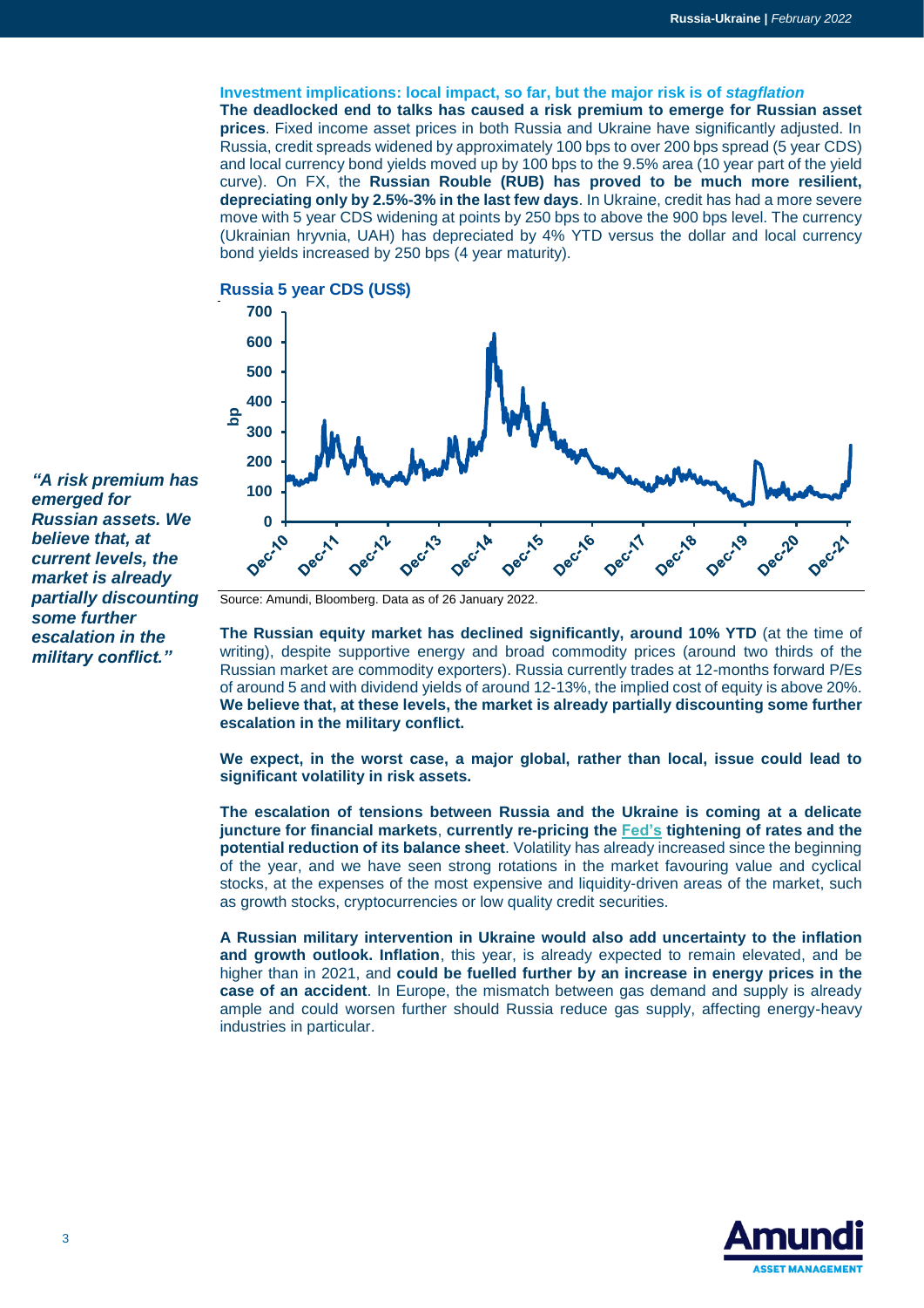### Investment implications: local impact, so far, but the major risk is of *stagflation*

**The deadlocked end to talks has caused a risk premium to emerge for Russian asset prices**. Fixed income asset prices in both Russia and Ukraine have significantly adjusted. In Russia, credit spreads widened by approximately 100 bps to over 200 bps spread (5 year CDS) and local currency bond yields moved up by 100 bps to the 9.5% area (10 year part of the yield curve). On FX, the **Russian Rouble (RUB) has proved to be much more resilient, depreciating only by 2.5%-3% in the last few days**. In Ukraine, credit has had a more severe move with 5 year CDS widening at points by 250 bps to above the 900 bps level. The currency (Ukrainian hryvnia, UAH) has depreciated by 4% YTD versus the dollar and local currency bond yields increased by 250 bps (4 year maturity).

***"A risk premium has emerged for Russian assets. We believe that, at current levels, the market is already partially discounting some further escalation in the military conflict."***

**Russia 5 year CDS (US$)**

Source: Amundi, Bloomberg. Data as of 26 January 2022.

**The Russian equity market has declined significantly, around 10% YTD** (at the time of writing), despite supportive energy and broad commodity prices (around two thirds of the Russian market are commodity exporters). Russia currently trades at 12-months forward P/Es of around 5 and with dividend yields of around 12-13%, the implied cost of equity is above 20%. **We believe that, at these levels, the market is already partially discounting some further escalation in the military conflict.**

**We expect, in the worst case, a major global, rather than local, issue could lead to significant volatility in risk assets.**

**The escalation of tensions between Russia and the Ukraine is coming at a delicate juncture for financial markets**, **currently re-pricing the Fed's tightening of rates and the potential reduction of its balance sheet**. Volatility has already increased since the beginning of the year, and we have seen strong rotations in the market favouring value and cyclical stocks, at the expenses of the most expensive and liquidity-driven areas of the market, such as growth stocks, cryptocurrencies or low quality credit securities.

**A Russian military intervention in Ukraine would also add uncertainty to the inflation and growth outlook. Inflation**, this year, is already expected to remain elevated, and be higher than in 2021, and **could be fuelled further by an increase in energy prices in the case of an accident**. In Europe, the mismatch between gas demand and supply is already ample and could worsen further should Russia reduce gas supply, affecting energy-heavy industries in particular.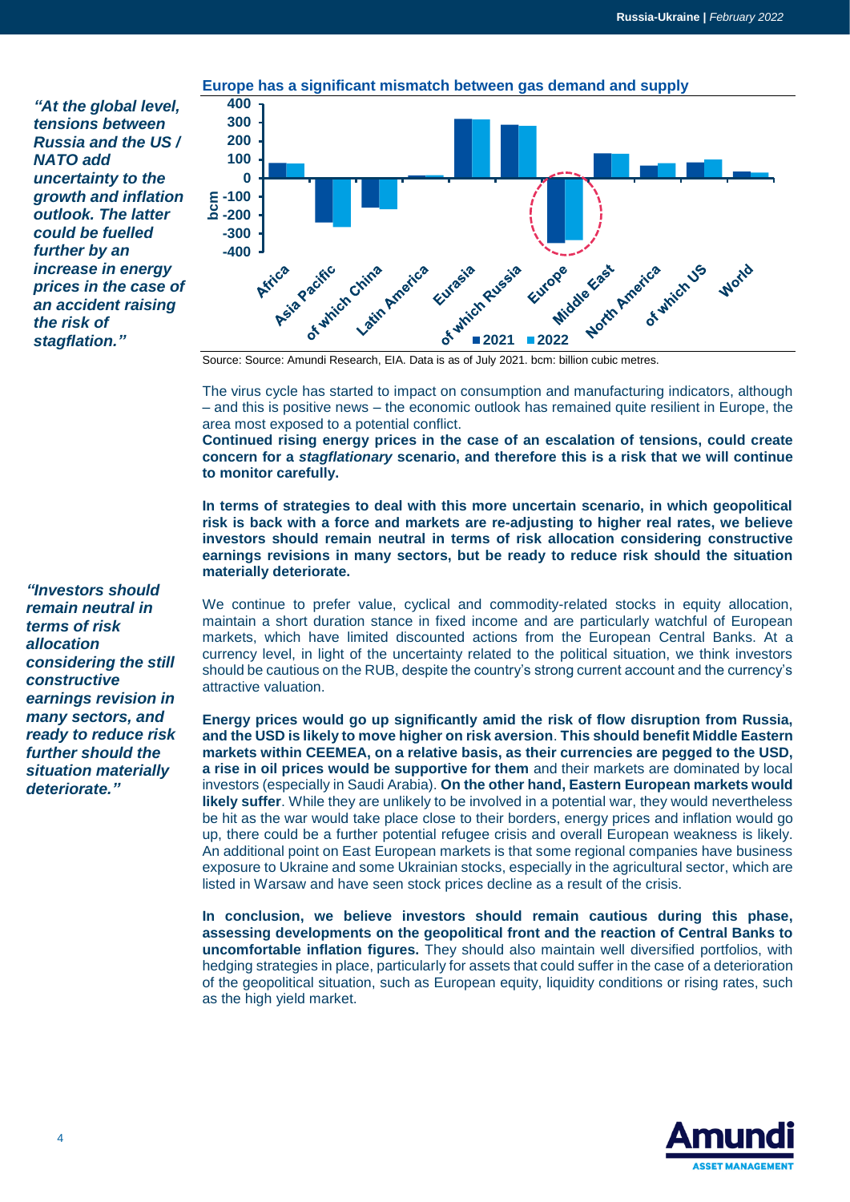*"At the global level, tensions between Russia and the US / NATO add uncertainty to the growth and inflation outlook. The latter could be fuelled further by an increase in energy prices in the case of an accident raising the risk of stagflation."*

**Europe has a significant mismatch between gas demand and supply**

Source: Source: Amundi Research, EIA. Data is as of July 2021. bcm: billion cubic metres.

The virus cycle has started to impact on consumption and manufacturing indicators, although – and this is positive news – the economic outlook has remained quite resilient in Europe, the area most exposed to a potential conflict.

**Continued rising energy prices in the case of an escalation of tensions, could create concern for a *stagflationary* scenario, and therefore this is a risk that we will continue to monitor carefully.**

**In terms of strategies to deal with this more uncertain scenario, in which geopolitical risk is back with a force and markets are re-adjusting to higher real rates, we believe investors should remain neutral in terms of risk allocation considering constructive earnings revisions in many sectors, but be ready to reduce risk should the situation materially deteriorate.**

*"Investors should remain neutral in terms of risk allocation considering the still constructive earnings revision in many sectors, and ready to reduce risk further should the situation materially deteriorate."*

We continue to prefer value, cyclical and commodity-related stocks in equity allocation, maintain a short duration stance in fixed income and are particularly watchful of European markets, which have limited discounted actions from the European Central Banks. At a currency level, in light of the uncertainty related to the political situation, we think investors should be cautious on the RUB, despite the country's strong current account and the currency's attractive valuation.

**Energy prices would go up significantly amid the risk of flow disruption from Russia, and the USD is likely to move higher on risk aversion**. **This should benefit Middle Eastern markets within CEEMEA, on a relative basis, as their currencies are pegged to the USD, a rise in oil prices would be supportive for them** and their markets are dominated by local investors (especially in Saudi Arabia). **On the other hand, Eastern European markets would likely suffer**. While they are unlikely to be involved in a potential war, they would nevertheless be hit as the war would take place close to their borders, energy prices and inflation would go up, there could be a further potential refugee crisis and overall European weakness is likely. An additional point on East European markets is that some regional companies have business exposure to Ukraine and some Ukrainian stocks, especially in the agricultural sector, which are listed in Warsaw and have seen stock prices decline as a result of the crisis.

**In conclusion, we believe investors should remain cautious during this phase, assessing developments on the geopolitical front and the reaction of Central Banks to uncomfortable inflation figures.** They should also maintain well diversified portfolios, with hedging strategies in place, particularly for assets that could suffer in the case of a deterioration of the geopolitical situation, such as European equity, liquidity conditions or rising rates, such as the high yield market.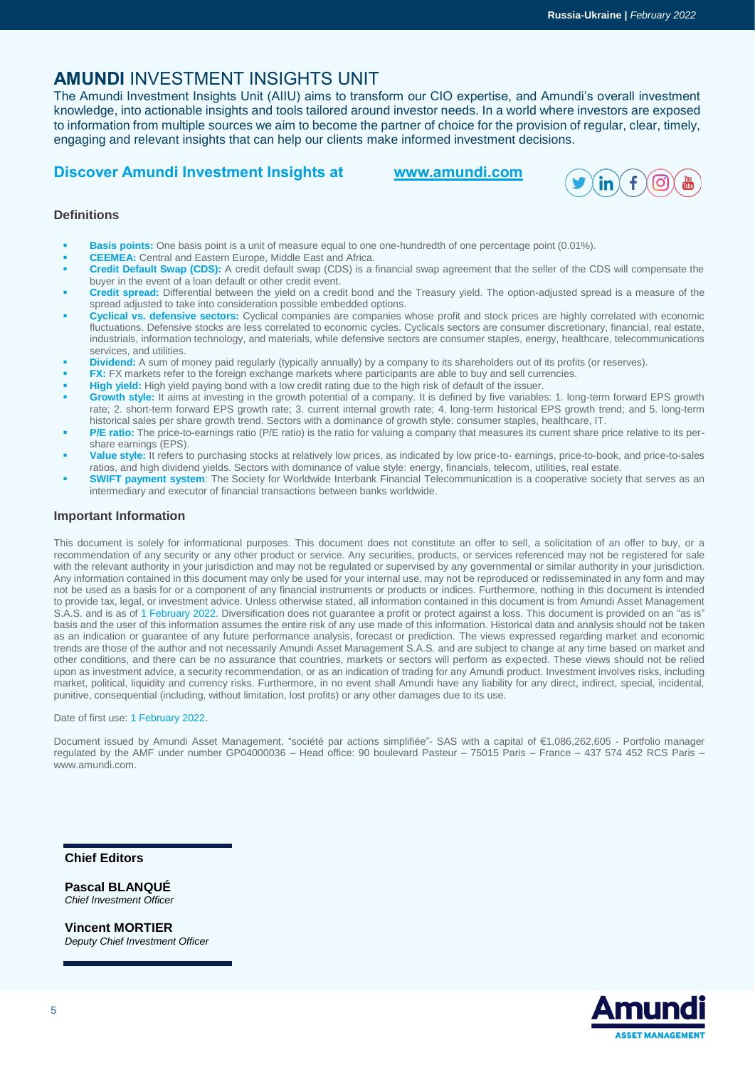# AMUNDI INVESTMENT INSIGHTS UNIT

The Amundi Investment Insights Unit (AIIU) aims to transform our CIO expertise, and Amundi's overall investment knowledge, into actionable insights and tools tailored around investor needs. In a world where investors are exposed to information from multiple sources we aim to become the partner of choice for the provision of regular, clear, timely, engaging and relevant insights that can help our clients make informed investment decisions.

**Discover Amundi Investment Insights at www.amundi.com**

## Definitions

- **Basis points:** One basis point is a unit of measure equal to one one-hundredth of one percentage point (0.01%).
- **CEEMEA:** Central and Eastern Europe, Middle East and Africa.
- **Credit Default Swap (CDS):** A credit default swap (CDS) is a financial swap agreement that the seller of the CDS will compensate the buyer in the event of a loan default or other credit event.
- **Credit spread:** Differential between the yield on a credit bond and the Treasury yield. The option-adjusted spread is a measure of the spread adjusted to take into consideration possible embedded options.
- **Cyclical vs. defensive sectors:** Cyclical companies are companies whose profit and stock prices are highly correlated with economic fluctuations. Defensive stocks are less correlated to economic cycles. Cyclicals sectors are consumer discretionary, financial, real estate, industrials, information technology, and materials, while defensive sectors are consumer staples, energy, healthcare, telecommunications services, and utilities.
- **Dividend:** A sum of money paid regularly (typically annually) by a company to its shareholders out of its profits (or reserves).
- **FX:** FX markets refer to the foreign exchange markets where participants are able to buy and sell currencies.
- **High yield:** High yield paying bond with a low credit rating due to the high risk of default of the issuer.
- **Growth style:** It aims at investing in the growth potential of a company. It is defined by five variables: 1. long-term forward EPS growth rate; 2. short-term forward EPS growth rate; 3. current internal growth rate; 4. long-term historical EPS growth trend; and 5. long-term historical sales per share growth trend. Sectors with a dominance of growth style: consumer staples, healthcare, IT.
- **P/E ratio:** The price-to-earnings ratio (P/E ratio) is the ratio for valuing a company that measures its current share price relative to its per-share earnings (EPS).
- **Value style:** It refers to purchasing stocks at relatively low prices, as indicated by low price-to- earnings, price-to-book, and price-to-sales ratios, and high dividend yields. Sectors with dominance of value style: energy, financials, telecom, utilities, real estate.
- **SWIFT payment system**: The Society for Worldwide Interbank Financial Telecommunication is a cooperative society that serves as an intermediary and executor of financial transactions between banks worldwide.

## Important Information

This document is solely for informational purposes. This document does not constitute an offer to sell, a solicitation of an offer to buy, or a recommendation of any security or any other product or service. Any securities, products, or services referenced may not be registered for sale with the relevant authority in your jurisdiction and may not be regulated or supervised by any governmental or similar authority in your jurisdiction. Any information contained in this document may only be used for your internal use, may not be reproduced or redisseminated in any form and may not be used as a basis for or a component of any financial instruments or products or indices. Furthermore, nothing in this document is intended to provide tax, legal, or investment advice. Unless otherwise stated, all information contained in this document is from Amundi Asset Management S.A.S. and is as of 1 February 2022. Diversification does not guarantee a profit or protect against a loss. This document is provided on an "as is" basis and the user of this information assumes the entire risk of any use made of this information. Historical data and analysis should not be taken as an indication or guarantee of any future performance analysis, forecast or prediction. The views expressed regarding market and economic trends are those of the author and not necessarily Amundi Asset Management S.A.S. and are subject to change at any time based on market and other conditions, and there can be no assurance that countries, markets or sectors will perform as expected. These views should not be relied upon as investment advice, a security recommendation, or as an indication of trading for any Amundi product. Investment involves risks, including market, political, liquidity and currency risks. Furthermore, in no event shall Amundi have any liability for any direct, indirect, special, incidental, punitive, consequential (including, without limitation, lost profits) or any other damages due to its use.

Date of first use: 1 February 2022.

Document issued by Amundi Asset Management, "société par actions simplifiée"- SAS with a capital of €1,086,262,605 - Portfolio manager regulated by the AMF under number GP04000036 – Head office: 90 boulevard Pasteur – 75015 Paris – France – 437 574 452 RCS Paris – www.amundi.com.

**Chief Editors**

**Pascal BLANQUÉ**
*Chief Investment Officer*

**Vincent MORTIER**
*Deputy Chief Investment Officer*